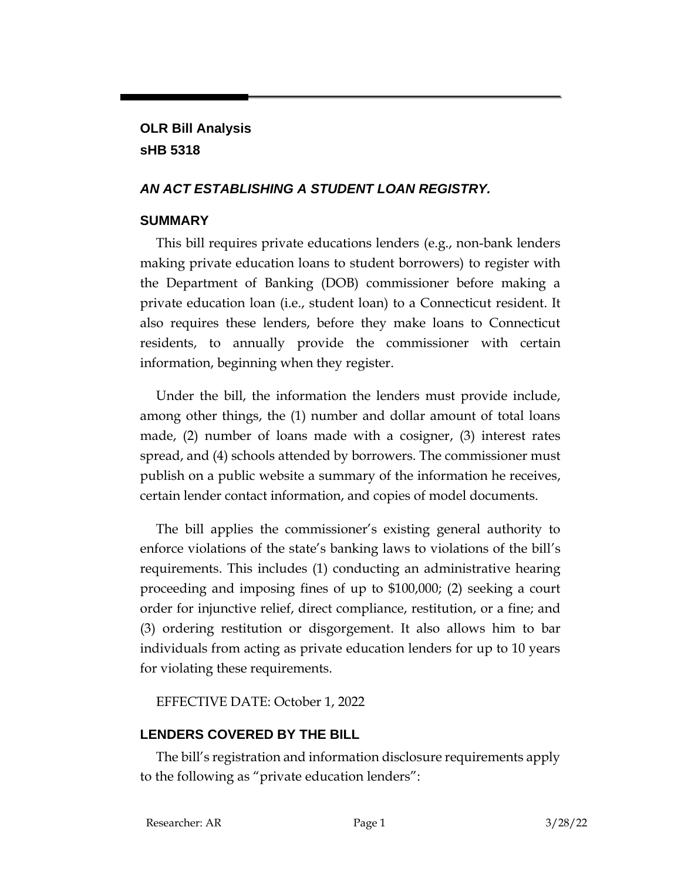**OLR Bill Analysis**
**sHB 5318**

## *AN ACT ESTABLISHING A STUDENT LOAN REGISTRY.*

### SUMMARY

This bill requires private educations lenders (e.g., non-bank lenders making private education loans to student borrowers) to register with the Department of Banking (DOB) commissioner before making a private education loan (i.e., student loan) to a Connecticut resident. It also requires these lenders, before they make loans to Connecticut residents, to annually provide the commissioner with certain information, beginning when they register.

Under the bill, the information the lenders must provide include, among other things, the (1) number and dollar amount of total loans made, (2) number of loans made with a cosigner, (3) interest rates spread, and (4) schools attended by borrowers. The commissioner must publish on a public website a summary of the information he receives, certain lender contact information, and copies of model documents.

The bill applies the commissioner's existing general authority to enforce violations of the state's banking laws to violations of the bill's requirements. This includes (1) conducting an administrative hearing proceeding and imposing fines of up to $100,000; (2) seeking a court order for injunctive relief, direct compliance, restitution, or a fine; and (3) ordering restitution or disgorgement. It also allows him to bar individuals from acting as private education lenders for up to 10 years for violating these requirements.

EFFECTIVE DATE: October 1, 2022

### LENDERS COVERED BY THE BILL

The bill's registration and information disclosure requirements apply to the following as "private education lenders":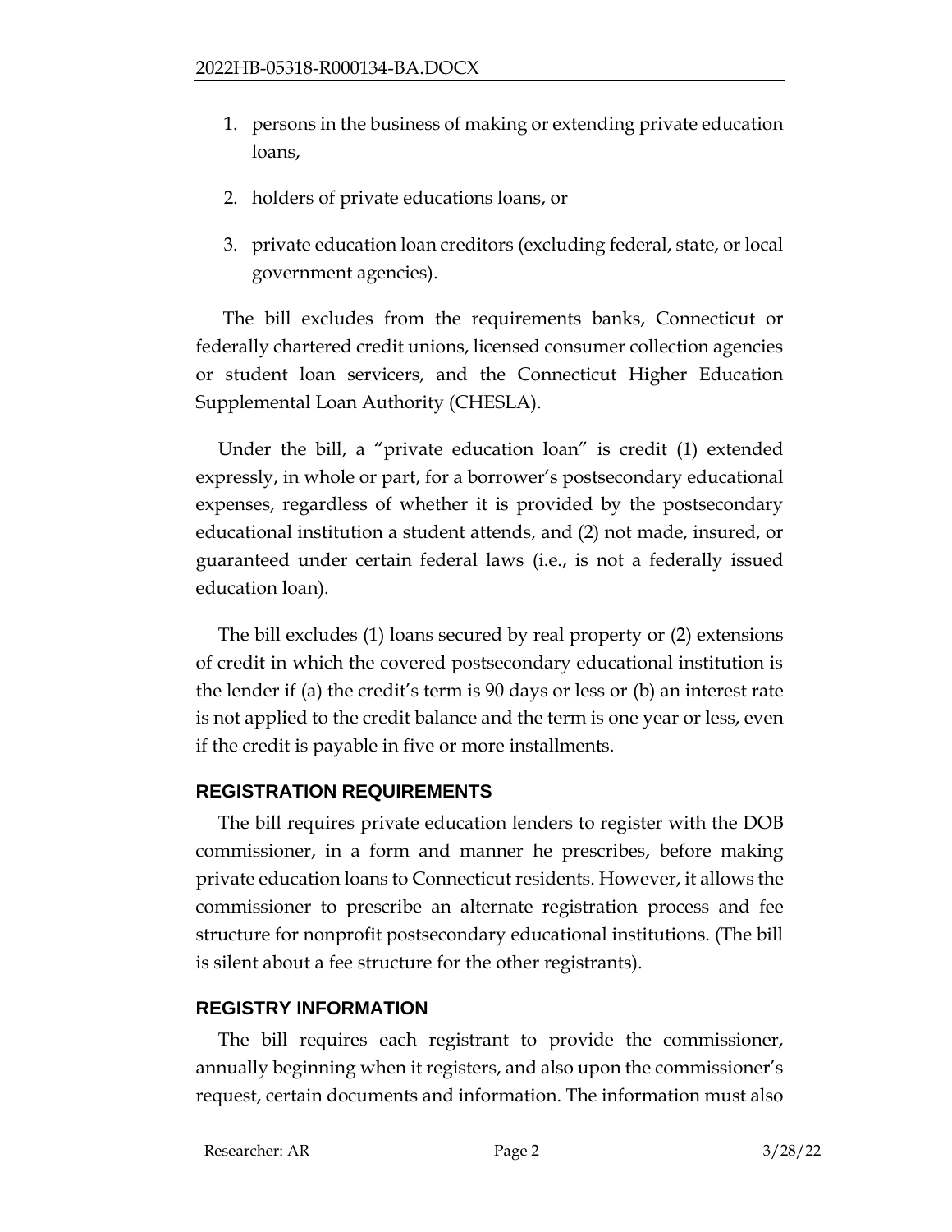1. persons in the business of making or extending private education loans,
2. holders of private educations loans, or
3. private education loan creditors (excluding federal, state, or local government agencies).

The bill excludes from the requirements banks, Connecticut or federally chartered credit unions, licensed consumer collection agencies or student loan servicers, and the Connecticut Higher Education Supplemental Loan Authority (CHESLA).

Under the bill, a "private education loan" is credit (1) extended expressly, in whole or part, for a borrower's postsecondary educational expenses, regardless of whether it is provided by the postsecondary educational institution a student attends, and (2) not made, insured, or guaranteed under certain federal laws (i.e., is not a federally issued education loan).

The bill excludes (1) loans secured by real property or (2) extensions of credit in which the covered postsecondary educational institution is the lender if (a) the credit's term is 90 days or less or (b) an interest rate is not applied to the credit balance and the term is one year or less, even if the credit is payable in five or more installments.

## REGISTRATION REQUIREMENTS

The bill requires private education lenders to register with the DOB commissioner, in a form and manner he prescribes, before making private education loans to Connecticut residents. However, it allows the commissioner to prescribe an alternate registration process and fee structure for nonprofit postsecondary educational institutions. (The bill is silent about a fee structure for the other registrants).

## REGISTRY INFORMATION

The bill requires each registrant to provide the commissioner, annually beginning when it registers, and also upon the commissioner's request, certain documents and information. The information must also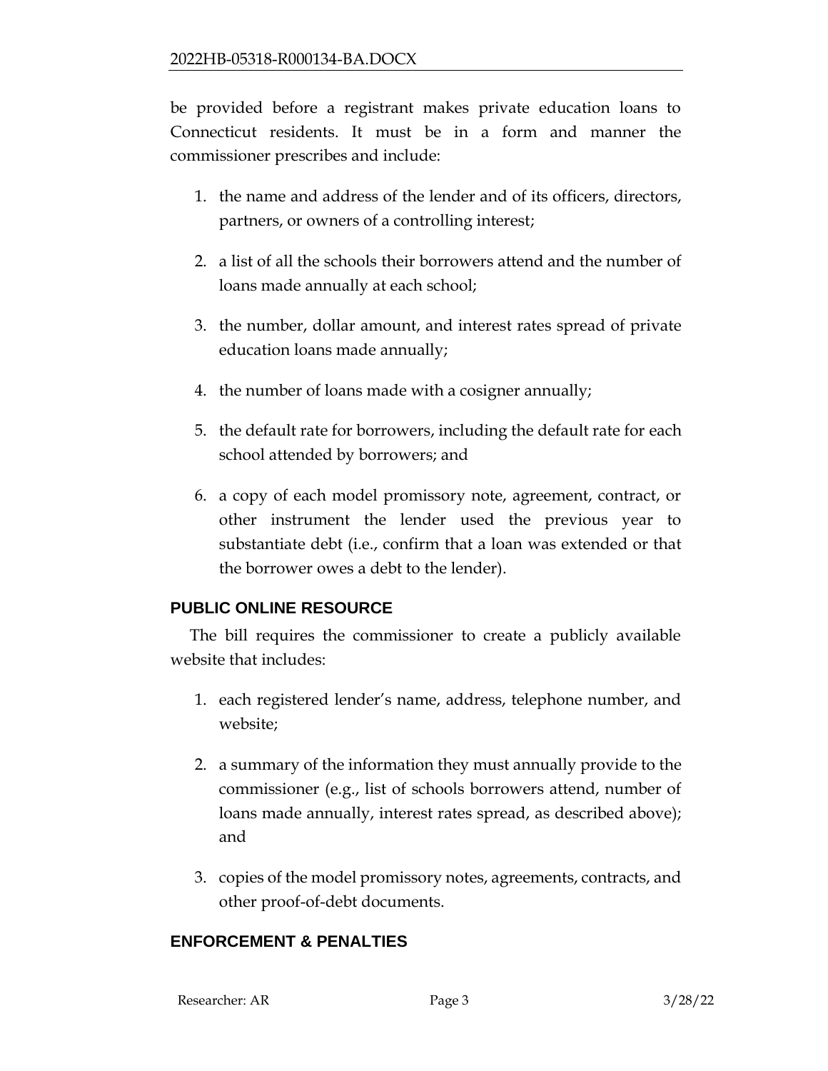be provided before a registrant makes private education loans to Connecticut residents. It must be in a form and manner the commissioner prescribes and include:

1. the name and address of the lender and of its officers, directors, partners, or owners of a controlling interest;
2. a list of all the schools their borrowers attend and the number of loans made annually at each school;
3. the number, dollar amount, and interest rates spread of private education loans made annually;
4. the number of loans made with a cosigner annually;
5. the default rate for borrowers, including the default rate for each school attended by borrowers; and
6. a copy of each model promissory note, agreement, contract, or other instrument the lender used the previous year to substantiate debt (i.e., confirm that a loan was extended or that the borrower owes a debt to the lender).

## PUBLIC ONLINE RESOURCE

The bill requires the commissioner to create a publicly available website that includes:

1. each registered lender's name, address, telephone number, and website;
2. a summary of the information they must annually provide to the commissioner (e.g., list of schools borrowers attend, number of loans made annually, interest rates spread, as described above); and
3. copies of the model promissory notes, agreements, contracts, and other proof-of-debt documents.

## ENFORCEMENT & PENALTIES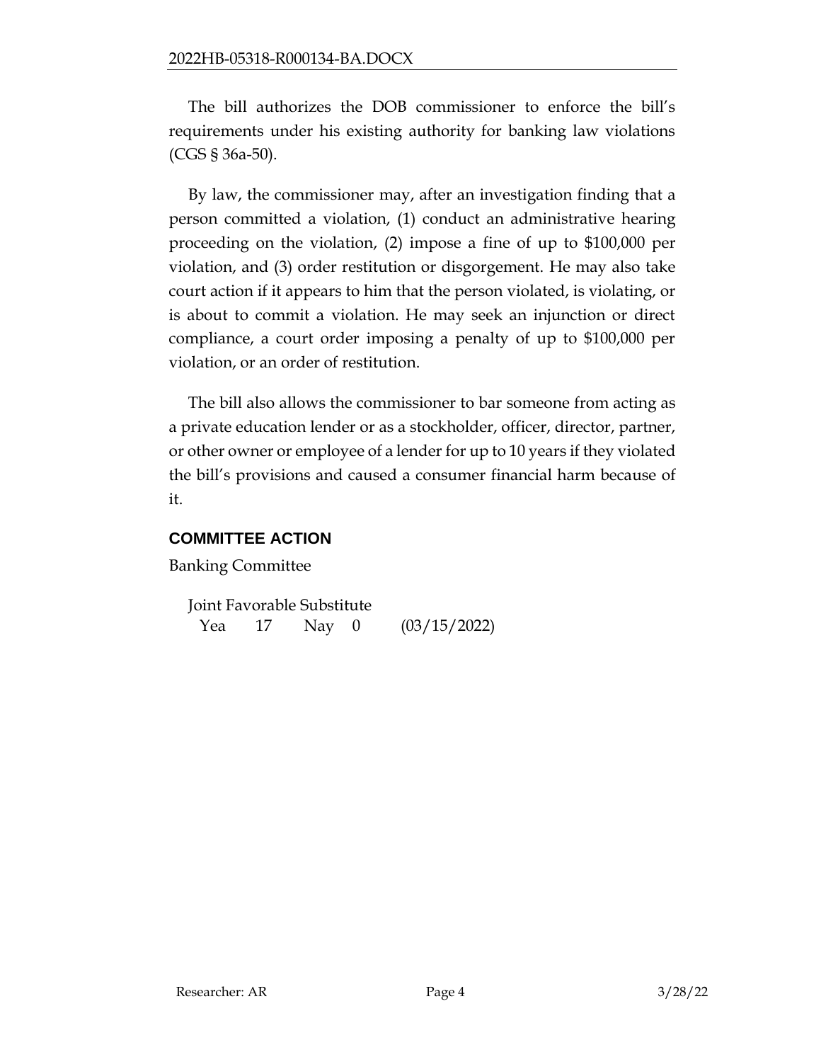The bill authorizes the DOB commissioner to enforce the bill's requirements under his existing authority for banking law violations (CGS § 36a-50).

By law, the commissioner may, after an investigation finding that a person committed a violation, (1) conduct an administrative hearing proceeding on the violation, (2) impose a fine of up to $100,000 per violation, and (3) order restitution or disgorgement. He may also take court action if it appears to him that the person violated, is violating, or is about to commit a violation. He may seek an injunction or direct compliance, a court order imposing a penalty of up to $100,000 per violation, or an order of restitution.

The bill also allows the commissioner to bar someone from acting as a private education lender or as a stockholder, officer, director, partner, or other owner or employee of a lender for up to 10 years if they violated the bill's provisions and caused a consumer financial harm because of it.

## COMMITTEE ACTION

Banking Committee

Joint Favorable Substitute
Yea 17 Nay 0 (03/15/2022)